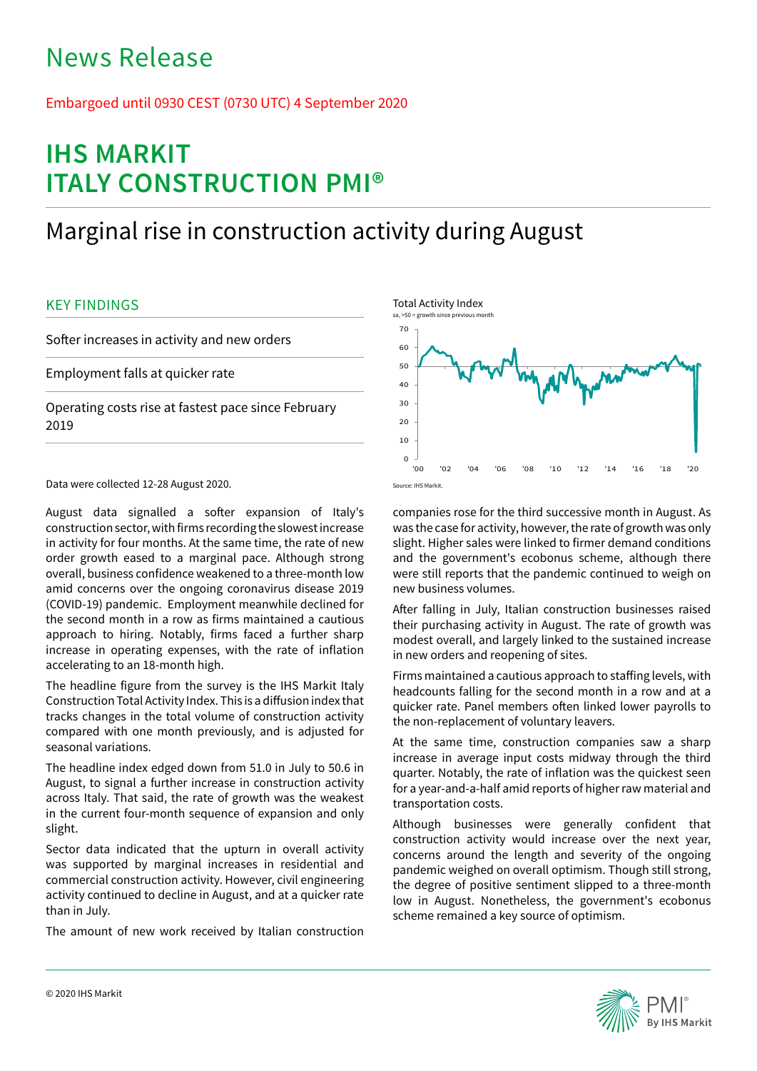# News Release

Embargoed until 0930 CEST (0730 UTC) 4 September 2020

# IHS MARKIT ITALY CONSTRUCTION PMI®

## Marginal rise in construction activity during August

### KEY FINDINGS

Softer increases in activity and new orders

Employment falls at quicker rate

Operating costs rise at fastest pace since February 2019

Total Activity Index

sa, >50 = growth since previous month

Source: IHS Markit.

Data were collected 12-28 August 2020.

August data signalled a softer expansion of Italy's construction sector, with firms recording the slowest increase in activity for four months. At the same time, the rate of new order growth eased to a marginal pace. Although strong overall, business confidence weakened to a three-month low amid concerns over the ongoing coronavirus disease 2019 (COVID-19) pandemic. Employment meanwhile declined for the second month in a row as firms maintained a cautious approach to hiring. Notably, firms faced a further sharp increase in operating expenses, with the rate of inflation accelerating to an 18-month high.

The headline figure from the survey is the IHS Markit Italy Construction Total Activity Index. This is a diffusion index that tracks changes in the total volume of construction activity compared with one month previously, and is adjusted for seasonal variations.

The headline index edged down from 51.0 in July to 50.6 in August, to signal a further increase in construction activity across Italy. That said, the rate of growth was the weakest in the current four-month sequence of expansion and only slight.

Sector data indicated that the upturn in overall activity was supported by marginal increases in residential and commercial construction activity. However, civil engineering activity continued to decline in August, and at a quicker rate than in July.

The amount of new work received by Italian construction companies rose for the third successive month in August. As was the case for activity, however, the rate of growth was only slight. Higher sales were linked to firmer demand conditions and the government's ecobonus scheme, although there were still reports that the pandemic continued to weigh on new business volumes.

After falling in July, Italian construction businesses raised their purchasing activity in August. The rate of growth was modest overall, and largely linked to the sustained increase in new orders and reopening of sites.

Firms maintained a cautious approach to staffing levels, with headcounts falling for the second month in a row and at a quicker rate. Panel members often linked lower payrolls to the non-replacement of voluntary leavers.

At the same time, construction companies saw a sharp increase in average input costs midway through the third quarter. Notably, the rate of inflation was the quickest seen for a year-and-a-half amid reports of higher raw material and transportation costs.

Although businesses were generally confident that construction activity would increase over the next year, concerns around the length and severity of the ongoing pandemic weighed on overall optimism. Though still strong, the degree of positive sentiment slipped to a three-month low in August. Nonetheless, the government's ecobonus scheme remained a key source of optimism.

© 2020 IHS Markit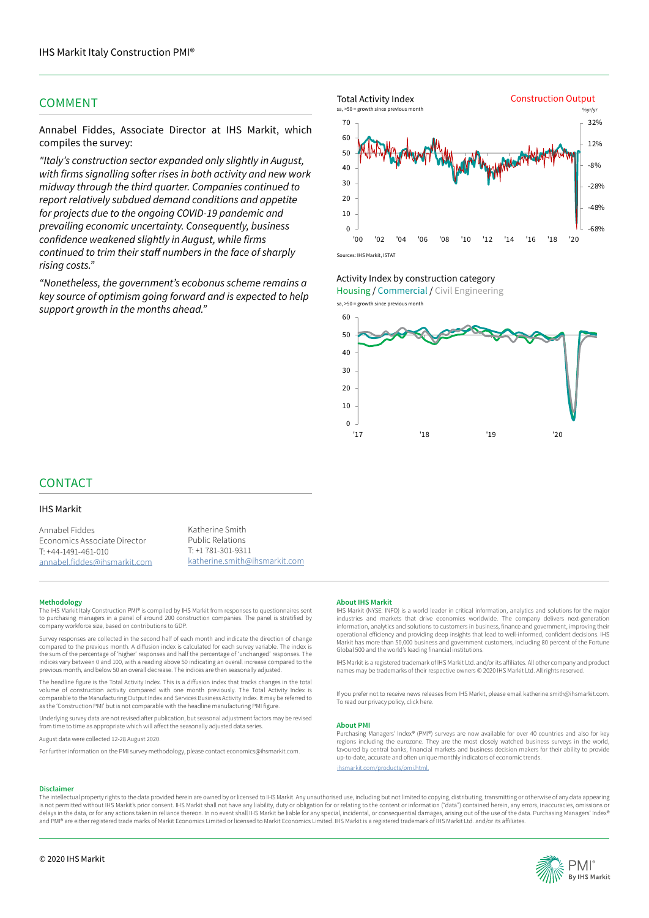## COMMENT

Annabel Fiddes, Associate Director at IHS Markit, which compiles the survey:

*"Italy's construction sector expanded only slightly in August, with firms signalling softer rises in both activity and new work midway through the third quarter. Companies continued to report relatively subdued demand conditions and appetite for projects due to the ongoing COVID-19 pandemic and prevailing economic uncertainty. Consequently, business confidence weakened slightly in August, while firms continued to trim their staff numbers in the face of sharply rising costs."*

*"Nonetheless, the government's ecobonus scheme remains a key source of optimism going forward and is expected to help support growth in the months ahead."*

Total Activity Index
sa, >50 = growth since previous month
Construction Output
%yr/yr
70, 60, 50, 40, 30, 20, 10, 0
32%, 12%, -8%, -28%, -48%, -68%
'00 '02 '04 '06 '08 '10 '12 '14 '16 '18 '20

Sources: IHS Markit, ISTAT

Activity Index by construction category
Housing / Commercial / Civil Engineering
sa, >50 = growth since previous month
60, 50, 40, 30, 20, 10, 0
'17 '18 '19 '20

## CONTACT

### IHS Markit

Annabel Fiddes
Economics Associate Director
T: +44-1491-461-010
annabel.fiddes@ihsmarkit.com

Katherine Smith
Public Relations
T: +1 781-301-9311
katherine.smith@ihsmarkit.com

**Methodology**

The IHS Markit Italy Construction PMI® is compiled by IHS Markit from responses to questionnaires sent to purchasing managers in a panel of around 200 construction companies. The panel is stratified by company workforce size, based on contributions to GDP.

Survey responses are collected in the second half of each month and indicate the direction of change compared to the previous month. A diffusion index is calculated for each survey variable. The index is the sum of the percentage of 'higher' responses and half the percentage of 'unchanged' responses. The indices vary between 0 and 100, with a reading above 50 indicating an overall increase compared to the previous month, and below 50 an overall decrease. The indices are then seasonally adjusted.

The headline figure is the Total Activity Index. This is a diffusion index that tracks changes in the total volume of construction activity compared with one month previously. The Total Activity Index is comparable to the Manufacturing Output Index and Services Business Activity Index. It may be referred to as the 'Construction PMI' but is not comparable with the headline manufacturing PMI figure.

Underlying survey data are not revised after publication, but seasonal adjustment factors may be revised from time to time as appropriate which will affect the seasonally adjusted data series.

August data were collected 12-28 August 2020.

For further information on the PMI survey methodology, please contact economics@ihsmarkit.com.

**About IHS Markit**

IHS Markit (NYSE: INFO) is a world leader in critical information, analytics and solutions for the major industries and markets that drive economies worldwide. The company delivers next-generation information, analytics and solutions to customers in business, finance and government, improving their operational efficiency and providing deep insights that lead to well-informed, confident decisions. IHS Markit has more than 50,000 business and government customers, including 80 percent of the Fortune Global 500 and the world's leading financial institutions.

IHS Markit is a registered trademark of IHS Markit Ltd. and/or its affiliates. All other company and product names may be trademarks of their respective owners © 2020 IHS Markit Ltd. All rights reserved.

If you prefer not to receive news releases from IHS Markit, please email katherine.smith@ihsmarkit.com. To read our privacy policy, click here.

**About PMI**

Purchasing Managers' Index® (PMI®) surveys are now available for over 40 countries and also for key regions including the eurozone. They are the most closely watched business surveys in the world, favoured by central banks, financial markets and business decision makers for their ability to provide up-to-date, accurate and often unique monthly indicators of economic trends.

ihsmarkit.com/products/pmi.html.

**Disclaimer**

The intellectual property rights to the data provided herein are owned by or licensed to IHS Markit. Any unauthorised use, including but not limited to copying, distributing, transmitting or otherwise of any data appearing is not permitted without IHS Markit's prior consent. IHS Markit shall not have any liability, duty or obligation for or relating to the content or information ("data") contained herein, any errors, inaccuracies, omissions or delays in the data, or for any actions taken in reliance thereon. In no event shall IHS Markit be liable for any special, incidental, or consequential damages, arising out of the use of the data. Purchasing Managers' Index® and PMI® are either registered trade marks of Markit Economics Limited or licensed to Markit Economics Limited. IHS Markit is a registered trademark of IHS Markit Ltd. and/or its affiliates.

© 2020 IHS Markit